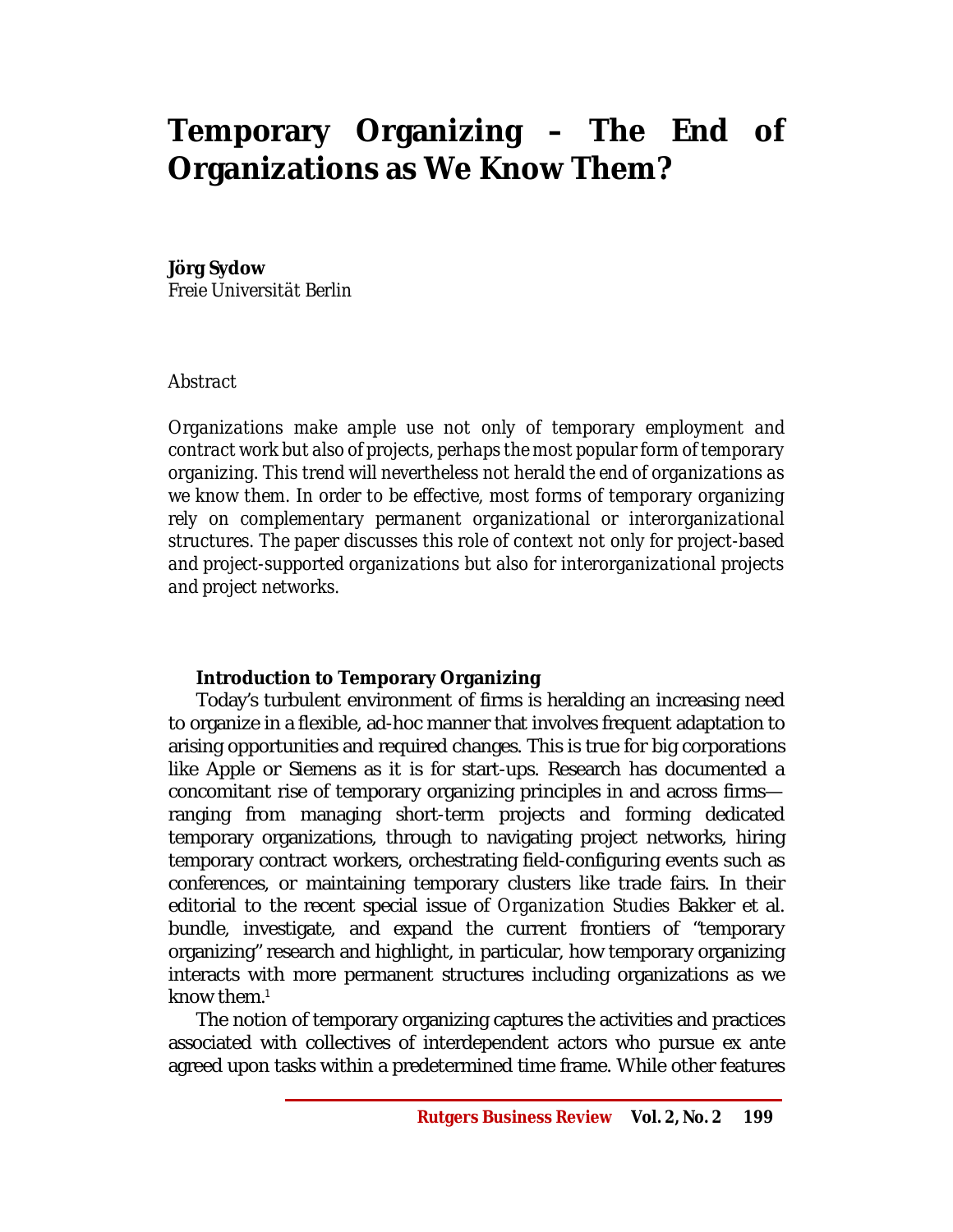# Temporary Organizing – The End of Organizations as We Know Them?

**Jörg Sydow**
*Freie Universität Berlin*

*Abstract*

*Organizations make ample use not only of temporary employment and contract work but also of projects, perhaps the most popular form of temporary organizing. This trend will nevertheless not herald the end of organizations as we know them. In order to be effective, most forms of temporary organizing rely on complementary permanent organizational or interorganizational structures. The paper discusses this role of context not only for project-based and project-supported organizations but also for interorganizational projects and project networks.*

## Introduction to Temporary Organizing

Today's turbulent environment of firms is heralding an increasing need to organize in a flexible, ad-hoc manner that involves frequent adaptation to arising opportunities and required changes. This is true for big corporations like Apple or Siemens as it is for start-ups. Research has documented a concomitant rise of temporary organizing principles in and across firms—ranging from managing short-term projects and forming dedicated temporary organizations, through to navigating project networks, hiring temporary contract workers, orchestrating field-configuring events such as conferences, or maintaining temporary clusters like trade fairs. In their editorial to the recent special issue of *Organization Studies* Bakker et al. bundle, investigate, and expand the current frontiers of "temporary organizing" research and highlight, in particular, how temporary organizing interacts with more permanent structures including organizations as we know them.[1]

The notion of temporary organizing captures the activities and practices associated with collectives of interdependent actors who pursue ex ante agreed upon tasks within a predetermined time frame. While other features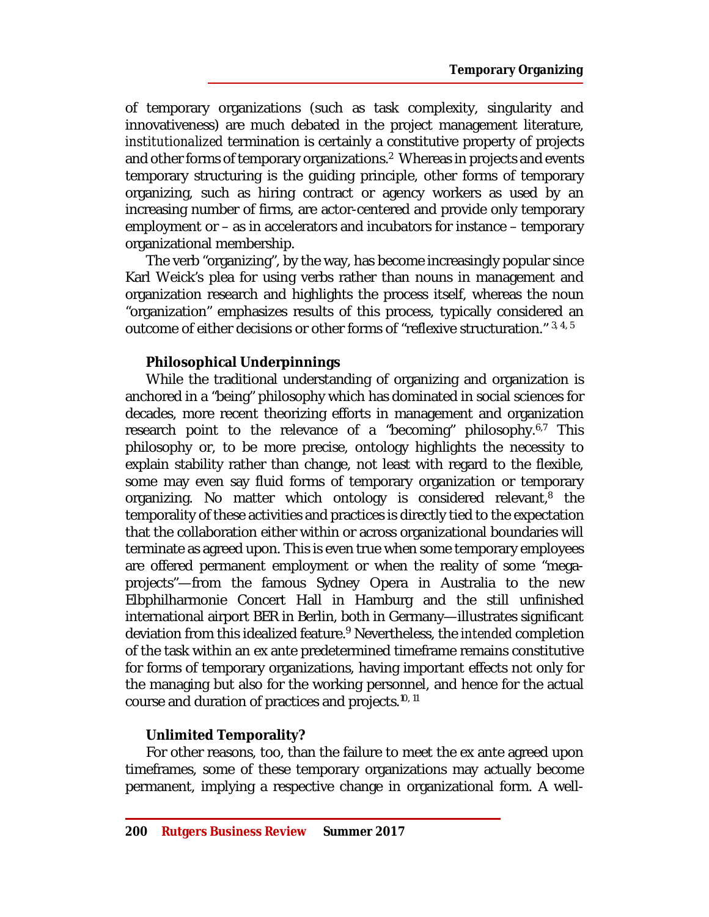of temporary organizations (such as task complexity, singularity and innovativeness) are much debated in the project management literature, *institutionalized* termination is certainly a constitutive property of projects and other forms of temporary organizations.[2] Whereas in projects and events temporary structuring is the guiding principle, other forms of temporary organizing, such as hiring contract or agency workers as used by an increasing number of firms, are actor-centered and provide only temporary employment or – as in accelerators and incubators for instance – temporary organizational membership.

The verb "organizing", by the way, has become increasingly popular since Karl Weick's plea for using verbs rather than nouns in management and organization research and highlights the process itself, whereas the noun "organization" emphasizes results of this process, typically considered an outcome of either decisions or other forms of "reflexive structuration." [3, 4, 5]

## Philosophical Underpinnings

While the traditional understanding of organizing and organization is anchored in a "being" philosophy which has dominated in social sciences for decades, more recent theorizing efforts in management and organization research point to the relevance of a "becoming" philosophy.[6,7] This philosophy or, to be more precise, ontology highlights the necessity to explain stability rather than change, not least with regard to the flexible, some may even say fluid forms of temporary organization or temporary organizing. No matter which ontology is considered relevant,[8] the temporality of these activities and practices is directly tied to the expectation that the collaboration either within or across organizational boundaries will terminate as agreed upon. This is even true when some temporary employees are offered permanent employment or when the reality of some "mega-projects"—from the famous Sydney Opera in Australia to the new Elbphilharmonie Concert Hall in Hamburg and the still unfinished international airport BER in Berlin, both in Germany—illustrates significant deviation from this idealized feature.[9] Nevertheless, the *intended* completion of the task within an ex ante predetermined timeframe remains constitutive for forms of temporary organizations, having important effects not only for the managing but also for the working personnel, and hence for the actual course and duration of practices and projects.[10, 11]

## Unlimited Temporality?

For other reasons, too, than the failure to meet the ex ante agreed upon timeframes, some of these temporary organizations may actually become permanent, implying a respective change in organizational form. A well-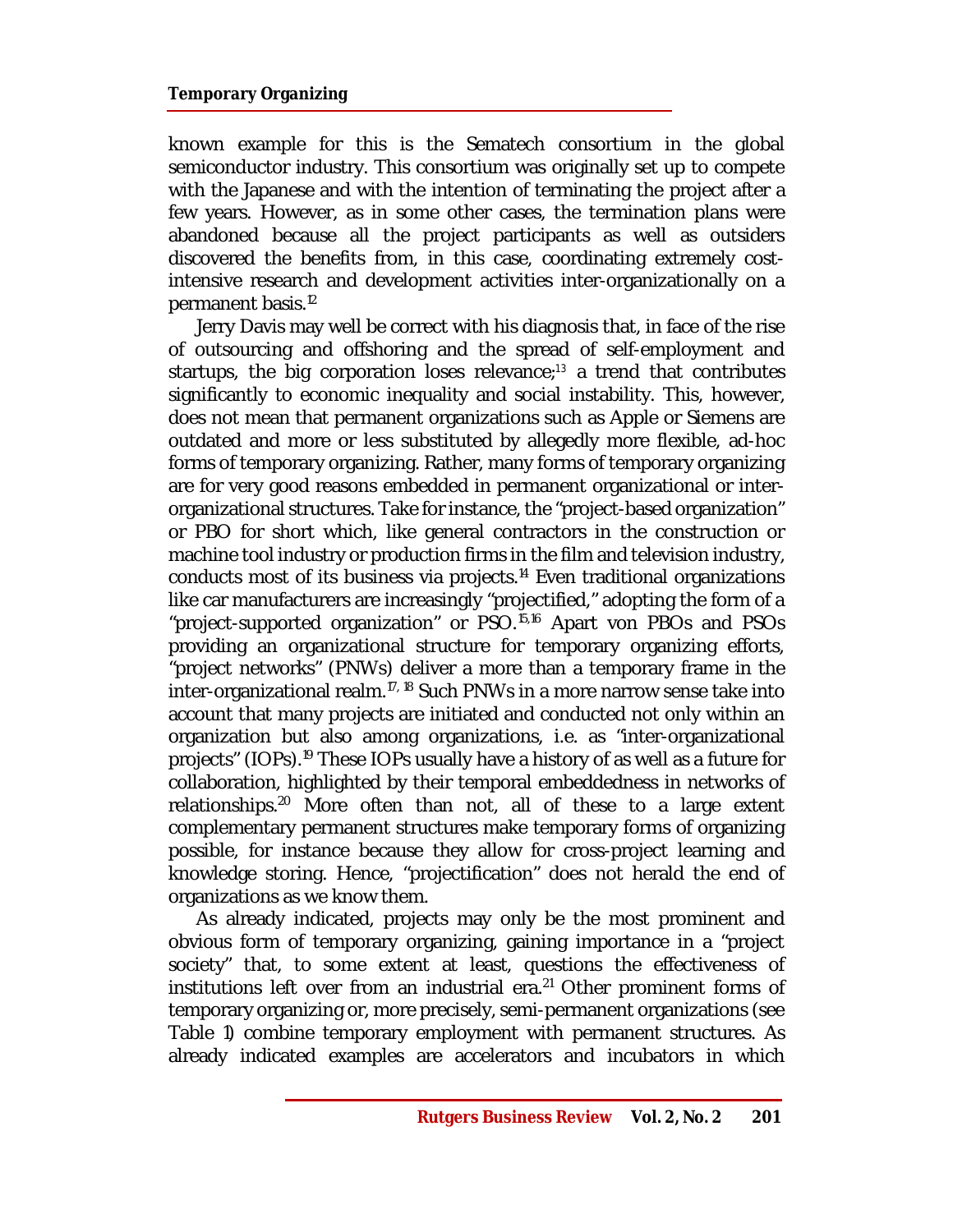known example for this is the Sematech consortium in the global semiconductor industry. This consortium was originally set up to compete with the Japanese and with the intention of terminating the project after a few years. However, as in some other cases, the termination plans were abandoned because all the project participants as well as outsiders discovered the benefits from, in this case, coordinating extremely cost-intensive research and development activities inter-organizationally on a permanent basis.[12]

Jerry Davis may well be correct with his diagnosis that, in face of the rise of outsourcing and offshoring and the spread of self-employment and startups, the big corporation loses relevance;[13] a trend that contributes significantly to economic inequality and social instability. This, however, does not mean that permanent organizations such as Apple or Siemens are outdated and more or less substituted by allegedly more flexible, ad-hoc forms of temporary organizing. Rather, many forms of temporary organizing are for very good reasons embedded in permanent organizational or inter-organizational structures. Take for instance, the "project-based organization" or PBO for short which, like general contractors in the construction or machine tool industry or production firms in the film and television industry, conducts most of its business via projects.[14] Even traditional organizations like car manufacturers are increasingly "projectified," adopting the form of a "project-supported organization" or PSO.[15,16] Apart von PBOs and PSOs providing an organizational structure for temporary organizing efforts, "project networks" (PNWs) deliver a more than a temporary frame in the inter-organizational realm.[17, 18] Such PNWs in a more narrow sense take into account that many projects are initiated and conducted not only within an organization but also among organizations, i.e. as "inter-organizational projects" (IOPs).[19] These IOPs usually have a history of as well as a future for collaboration, highlighted by their temporal embeddedness in networks of relationships.[20] More often than not, all of these to a large extent complementary permanent structures make temporary forms of organizing possible, for instance because they allow for cross-project learning and knowledge storing. Hence, "projectification" does not herald the end of organizations as we know them.

As already indicated, projects may only be the most prominent and obvious form of temporary organizing, gaining importance in a "project society" that, to some extent at least, questions the effectiveness of institutions left over from an industrial era.[21] Other prominent forms of temporary organizing or, more precisely, semi-permanent organizations (see Table 1) combine temporary employment with permanent structures. As already indicated examples are accelerators and incubators in which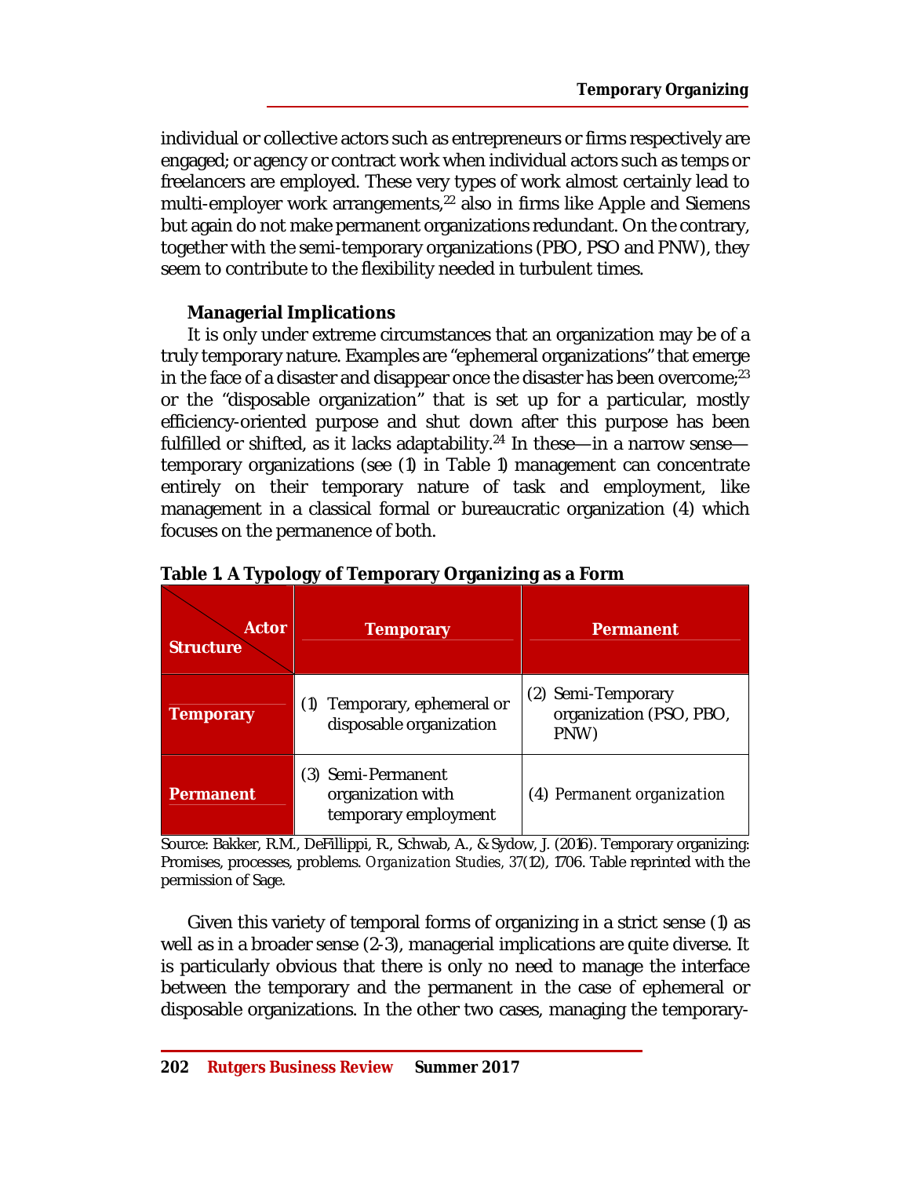individual or collective actors such as entrepreneurs or firms respectively are engaged; or agency or contract work when individual actors such as temps or freelancers are employed. These very types of work almost certainly lead to multi-employer work arrangements,[22] also in firms like Apple and Siemens but again do not make permanent organizations redundant. On the contrary, together with the semi-temporary organizations (PBO, PSO and PNW), they seem to contribute to the flexibility needed in turbulent times.

**Managerial Implications**

It is only under extreme circumstances that an organization may be of a truly temporary nature. Examples are "ephemeral organizations" that emerge in the face of a disaster and disappear once the disaster has been overcome;[23] or the "disposable organization" that is set up for a particular, mostly efficiency-oriented purpose and shut down after this purpose has been fulfilled or shifted, as it lacks adaptability.[24] In these—in a narrow sense—temporary organizations (see (1) in Table 1) management can concentrate entirely on their temporary nature of task and employment, like management in a classical formal or bureaucratic organization (4) which focuses on the permanence of both.

**Table 1. A Typology of Temporary Organizing as a Form**

| Structure \ Actor | Temporary | Permanent |
|---|---|---|
| **Temporary** | (1) Temporary, ephemeral or disposable organization | (2) Semi-Temporary organization (PSO, PBO, PNW) |
| **Permanent** | (3) Semi-Permanent organization with temporary employment | (4) Permanent organization |

Source: Bakker, R.M., DeFillippi, R., Schwab, A., & Sydow, J. (2016). Temporary organizing: Promises, processes, problems. *Organization Studies*, 37(12), 1706. Table reprinted with the permission of Sage.

Given this variety of temporal forms of organizing in a strict sense (1) as well as in a broader sense (2-3), managerial implications are quite diverse. It is particularly obvious that there is only no need to manage the interface between the temporary and the permanent in the case of ephemeral or disposable organizations. In the other two cases, managing the temporary-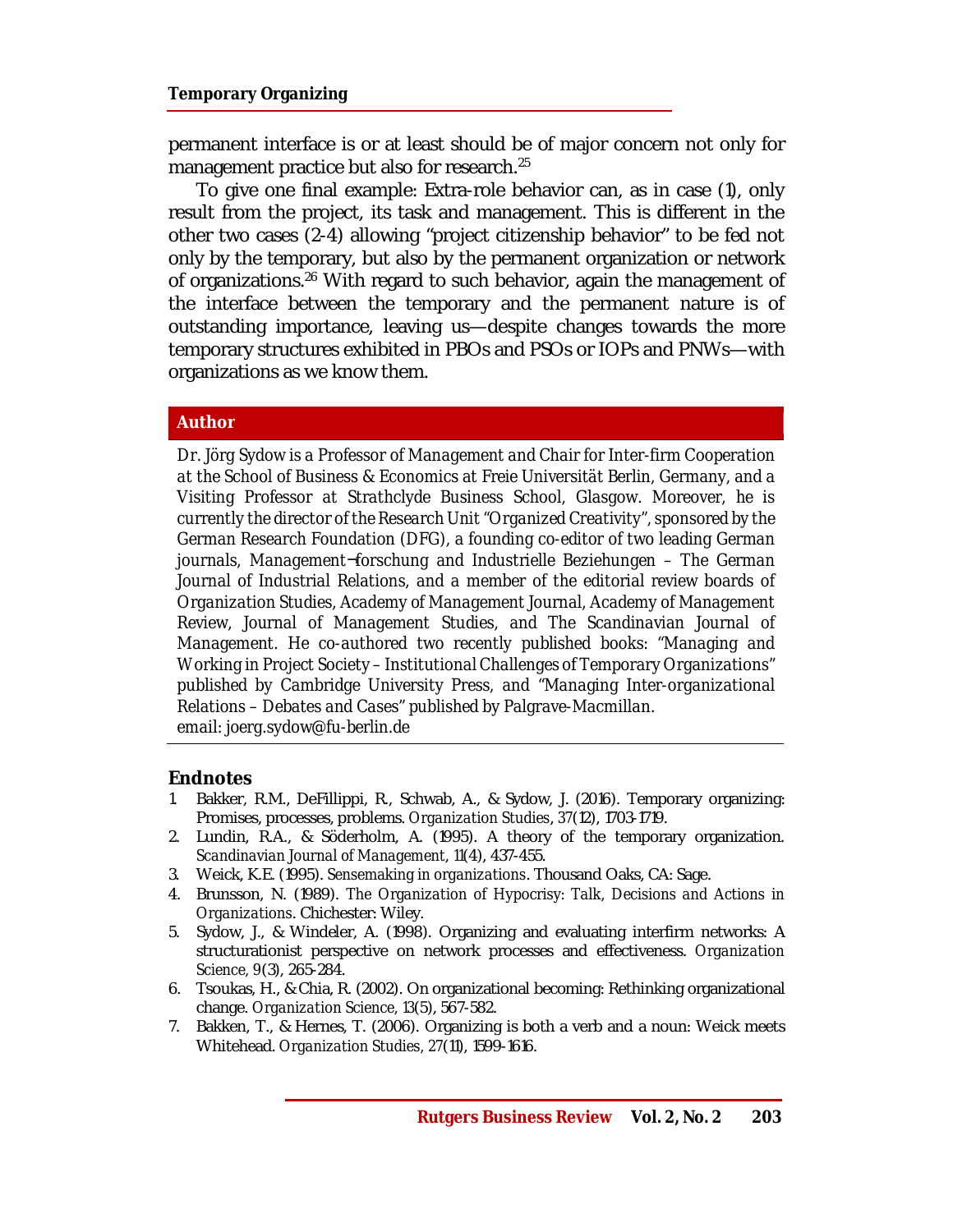permanent interface is or at least should be of major concern not only for management practice but also for research.[25]

To give one final example: Extra-role behavior can, as in case (1), only result from the project, its task and management. This is different in the other two cases (2-4) allowing "project citizenship behavior" to be fed not only by the temporary, but also by the permanent organization or network of organizations.[26] With regard to such behavior, again the management of the interface between the temporary and the permanent nature is of outstanding importance, leaving us—despite changes towards the more temporary structures exhibited in PBOs and PSOs or IOPs and PNWs—with organizations as we know them.

## Author

*Dr. Jörg Sydow is a Professor of Management and Chair for Inter-firm Cooperation at the School of Business & Economics at Freie Universität Berlin, Germany, and a Visiting Professor at Strathclyde Business School, Glasgow. Moreover, he is currently the director of the Research Unit "Organized Creativity", sponsored by the German Research Foundation (DFG), a founding co-editor of two leading German journals, Management‒forschung and Industrielle Beziehungen – The German Journal of Industrial Relations, and a member of the editorial review boards of Organization Studies, Academy of Management Journal, Academy of Management Review, Journal of Management Studies, and The Scandinavian Journal of Management. He co-authored two recently published books: "Managing and Working in Project Society – Institutional Challenges of Temporary Organizations" published by Cambridge University Press, and "Managing Inter-organizational Relations – Debates and Cases" published by Palgrave-Macmillan.*
*email: joerg.sydow@fu-berlin.de*

## Endnotes

1. Bakker, R.M., DeFillippi, R., Schwab, A., & Sydow, J. (2016). Temporary organizing: Promises, processes, problems. *Organization Studies*, 37(12), 1703-1719.
2. Lundin, R.A., & Söderholm, A. (1995). A theory of the temporary organization. *Scandinavian Journal of Management*, 11(4), 437-455.
3. Weick, K.E. (1995). *Sensemaking in organizations*. Thousand Oaks, CA: Sage.
4. Brunsson, N. (1989). *The Organization of Hypocrisy: Talk, Decisions and Actions in Organizations*. Chichester: Wiley.
5. Sydow, J., & Windeler, A. (1998). Organizing and evaluating interfirm networks: A structurationist perspective on network processes and effectiveness. *Organization Science*, 9(3), 265-284.
6. Tsoukas, H., & Chia, R. (2002). On organizational becoming: Rethinking organizational change. *Organization Science*, 13(5), 567-582.
7. Bakken, T., & Hernes, T. (2006). Organizing is both a verb and a noun: Weick meets Whitehead. *Organization Studies*, 27(11), 1599-1616.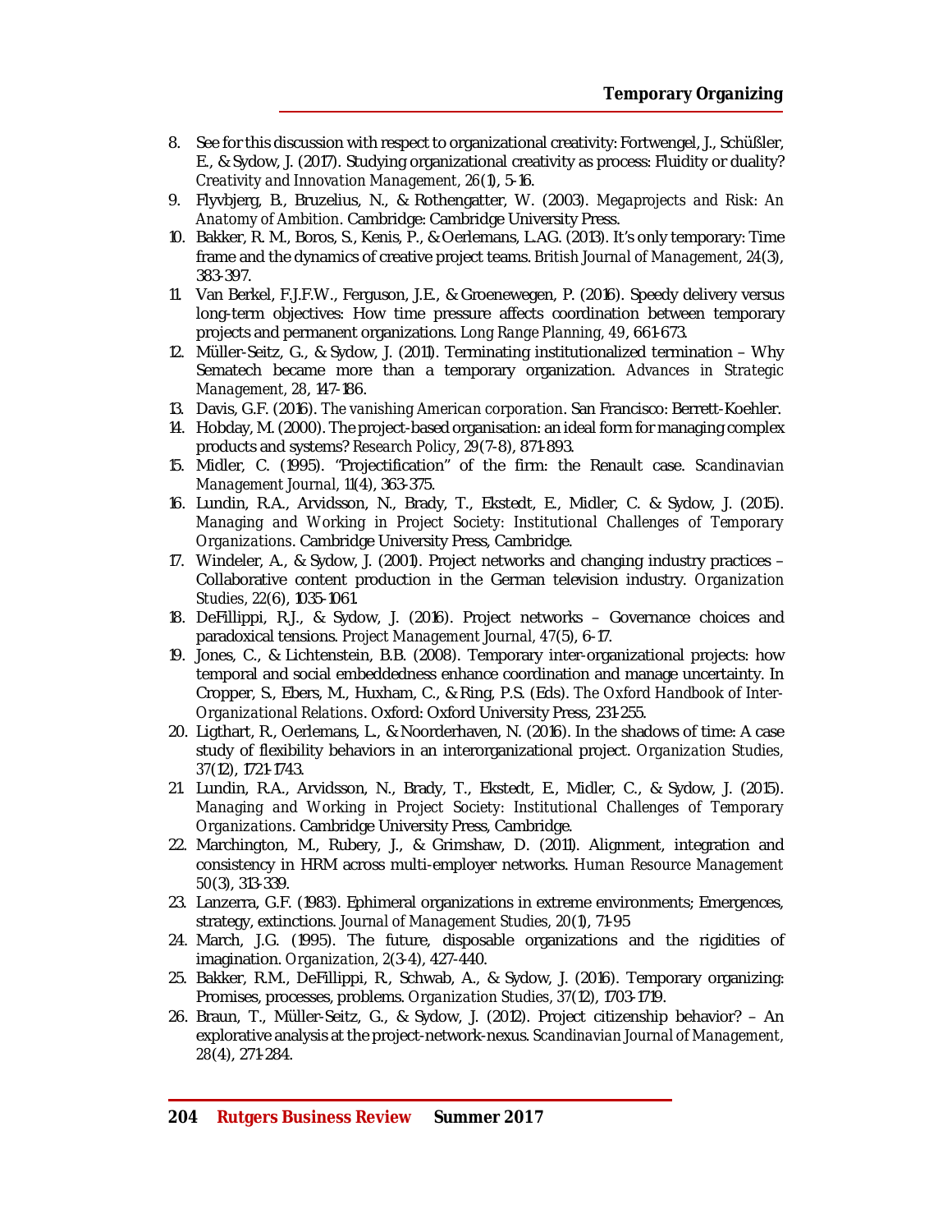8. See for this discussion with respect to organizational creativity: Fortwengel, J., Schüßler, E., & Sydow, J. (2017). Studying organizational creativity as process: Fluidity or duality? *Creativity and Innovation Management, 26*(1), 5-16.
9. Flyvbjerg, B., Bruzelius, N., & Rothengatter, W. (2003). *Megaprojects and Risk: An Anatomy of Ambition*. Cambridge: Cambridge University Press.
10. Bakker, R. M., Boros, S., Kenis, P., & Oerlemans, L.AG. (2013). It's only temporary: Time frame and the dynamics of creative project teams. *British Journal of Management, 24*(3), 383-397.
11. Van Berkel, F.J.F.W., Ferguson, J.E., & Groenewegen, P. (2016). Speedy delivery versus long-term objectives: How time pressure affects coordination between temporary projects and permanent organizations. *Long Range Planning, 49*, 661-673.
12. Müller-Seitz, G., & Sydow, J. (2011). Terminating institutionalized termination – Why Sematech became more than a temporary organization. *Advances in Strategic Management, 28*, 147-186.
13. Davis, G.F. (2016). *The vanishing American corporation*. San Francisco: Berrett-Koehler.
14. Hobday, M. (2000). The project-based organisation: an ideal form for managing complex products and systems? *Research Policy, 29*(7-8), 871-893.
15. Midler, C. (1995). "Projectification" of the firm: the Renault case. *Scandinavian Management Journal, 11*(4), 363-375.
16. Lundin, R.A., Arvidsson, N., Brady, T., Ekstedt, E., Midler, C. & Sydow, J. (2015). *Managing and Working in Project Society: Institutional Challenges of Temporary Organizations*. Cambridge University Press, Cambridge.
17. Windeler, A., & Sydow, J. (2001). Project networks and changing industry practices – Collaborative content production in the German television industry. *Organization Studies, 22*(6), 1035-1061.
18. DeFillippi, R.J., & Sydow, J. (2016). Project networks – Governance choices and paradoxical tensions. *Project Management Journal, 47*(5), 6-17.
19. Jones, C., & Lichtenstein, B.B. (2008). Temporary inter-organizational projects: how temporal and social embeddedness enhance coordination and manage uncertainty. In Cropper, S., Ebers, M., Huxham, C., & Ring, P.S. (Eds). *The Oxford Handbook of Inter-Organizational Relations*. Oxford: Oxford University Press, 231-255.
20. Ligthart, R., Oerlemans, L., & Noorderhaven, N. (2016). In the shadows of time: A case study of flexibility behaviors in an interorganizational project. *Organization Studies, 37*(12), 1721-1743.
21. Lundin, R.A., Arvidsson, N., Brady, T., Ekstedt, E., Midler, C., & Sydow, J. (2015). *Managing and Working in Project Society: Institutional Challenges of Temporary Organizations*. Cambridge University Press, Cambridge.
22. Marchington, M., Rubery, J., & Grimshaw, D. (2011). Alignment, integration and consistency in HRM across multi-employer networks. *Human Resource Management 50*(3), 313-339.
23. Lanzerra, G.F. (1983). Ephimeral organizations in extreme environments; Emergences, strategy, extinctions. *Journal of Management Studies, 20*(1), 71-95
24. March, J.G. (1995). The future, disposable organizations and the rigidities of imagination. *Organization, 2*(3-4), 427-440.
25. Bakker, R.M., DeFillippi, R., Schwab, A., & Sydow, J. (2016). Temporary organizing: Promises, processes, problems. *Organization Studies, 37*(12), 1703-1719.
26. Braun, T., Müller-Seitz, G., & Sydow, J. (2012). Project citizenship behavior? – An explorative analysis at the project-network-nexus. *Scandinavian Journal of Management, 28*(4), 271-284.